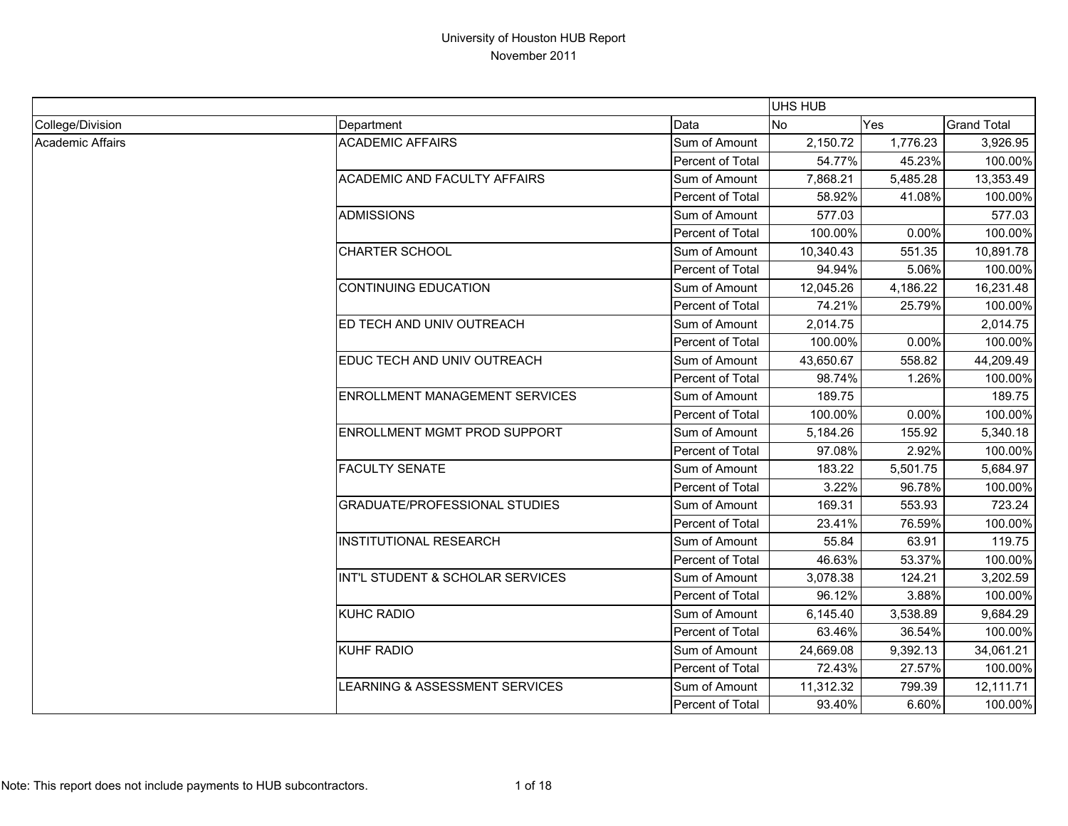# University of Houston HUB Report

November 2011

| | | | UHS HUB | | |
|---|---|---|---|---|---|
| College/Division | Department | Data | No | Yes | Grand Total |
| Academic Affairs | ACADEMIC AFFAIRS | Sum of Amount | 2,150.72 | 1,776.23 | 3,926.95 |
| | | Percent of Total | 54.77% | 45.23% | 100.00% |
| | ACADEMIC AND FACULTY AFFAIRS | Sum of Amount | 7,868.21 | 5,485.28 | 13,353.49 |
| | | Percent of Total | 58.92% | 41.08% | 100.00% |
| | ADMISSIONS | Sum of Amount | 577.03 | | 577.03 |
| | | Percent of Total | 100.00% | 0.00% | 100.00% |
| | CHARTER SCHOOL | Sum of Amount | 10,340.43 | 551.35 | 10,891.78 |
| | | Percent of Total | 94.94% | 5.06% | 100.00% |
| | CONTINUING EDUCATION | Sum of Amount | 12,045.26 | 4,186.22 | 16,231.48 |
| | | Percent of Total | 74.21% | 25.79% | 100.00% |
| | ED TECH AND UNIV OUTREACH | Sum of Amount | 2,014.75 | | 2,014.75 |
| | | Percent of Total | 100.00% | 0.00% | 100.00% |
| | EDUC TECH AND UNIV OUTREACH | Sum of Amount | 43,650.67 | 558.82 | 44,209.49 |
| | | Percent of Total | 98.74% | 1.26% | 100.00% |
| | ENROLLMENT MANAGEMENT SERVICES | Sum of Amount | 189.75 | | 189.75 |
| | | Percent of Total | 100.00% | 0.00% | 100.00% |
| | ENROLLMENT MGMT PROD SUPPORT | Sum of Amount | 5,184.26 | 155.92 | 5,340.18 |
| | | Percent of Total | 97.08% | 2.92% | 100.00% |
| | FACULTY SENATE | Sum of Amount | 183.22 | 5,501.75 | 5,684.97 |
| | | Percent of Total | 3.22% | 96.78% | 100.00% |
| | GRADUATE/PROFESSIONAL STUDIES | Sum of Amount | 169.31 | 553.93 | 723.24 |
| | | Percent of Total | 23.41% | 76.59% | 100.00% |
| | INSTITUTIONAL RESEARCH | Sum of Amount | 55.84 | 63.91 | 119.75 |
| | | Percent of Total | 46.63% | 53.37% | 100.00% |
| | INT'L STUDENT & SCHOLAR SERVICES | Sum of Amount | 3,078.38 | 124.21 | 3,202.59 |
| | | Percent of Total | 96.12% | 3.88% | 100.00% |
| | KUHC RADIO | Sum of Amount | 6,145.40 | 3,538.89 | 9,684.29 |
| | | Percent of Total | 63.46% | 36.54% | 100.00% |
| | KUHF RADIO | Sum of Amount | 24,669.08 | 9,392.13 | 34,061.21 |
| | | Percent of Total | 72.43% | 27.57% | 100.00% |
| | LEARNING & ASSESSMENT SERVICES | Sum of Amount | 11,312.32 | 799.39 | 12,111.71 |
| | | Percent of Total | 93.40% | 6.60% | 100.00% |

Note: This report does not include payments to HUB subcontractors.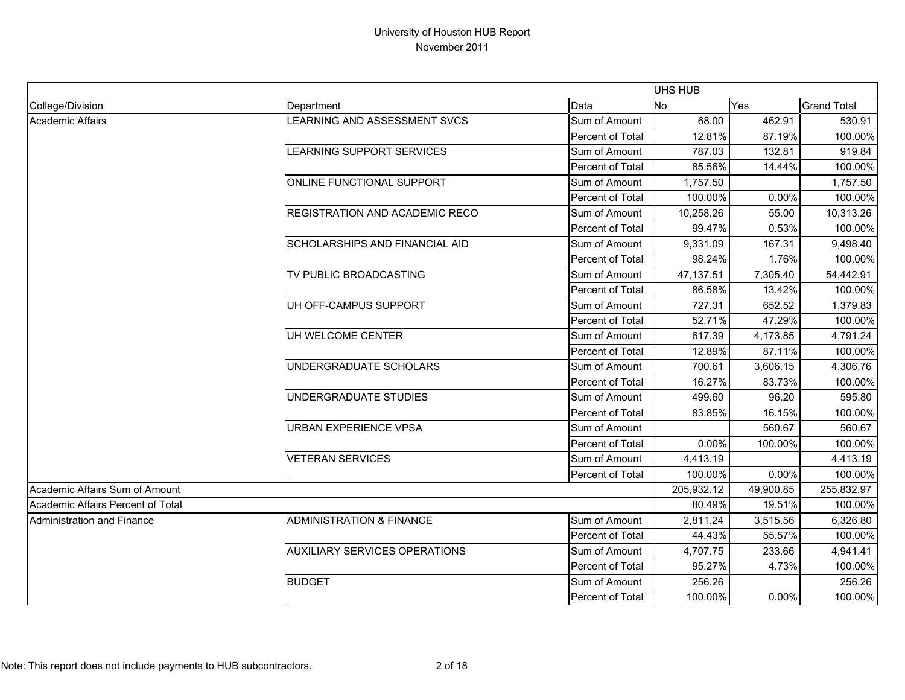# University of Houston HUB Report

November 2011

| | | | UHS HUB | | |
|---|---|---|---|---|---|
| College/Division | Department | Data | No | Yes | Grand Total |
| Academic Affairs | LEARNING AND ASSESSMENT SVCS | Sum of Amount | 68.00 | 462.91 | 530.91 |
| | | Percent of Total | 12.81% | 87.19% | 100.00% |
| | LEARNING SUPPORT SERVICES | Sum of Amount | 787.03 | 132.81 | 919.84 |
| | | Percent of Total | 85.56% | 14.44% | 100.00% |
| | ONLINE FUNCTIONAL SUPPORT | Sum of Amount | 1,757.50 | | 1,757.50 |
| | | Percent of Total | 100.00% | 0.00% | 100.00% |
| | REGISTRATION AND ACADEMIC RECO | Sum of Amount | 10,258.26 | 55.00 | 10,313.26 |
| | | Percent of Total | 99.47% | 0.53% | 100.00% |
| | SCHOLARSHIPS AND FINANCIAL AID | Sum of Amount | 9,331.09 | 167.31 | 9,498.40 |
| | | Percent of Total | 98.24% | 1.76% | 100.00% |
| | TV PUBLIC BROADCASTING | Sum of Amount | 47,137.51 | 7,305.40 | 54,442.91 |
| | | Percent of Total | 86.58% | 13.42% | 100.00% |
| | UH OFF-CAMPUS SUPPORT | Sum of Amount | 727.31 | 652.52 | 1,379.83 |
| | | Percent of Total | 52.71% | 47.29% | 100.00% |
| | UH WELCOME CENTER | Sum of Amount | 617.39 | 4,173.85 | 4,791.24 |
| | | Percent of Total | 12.89% | 87.11% | 100.00% |
| | UNDERGRADUATE SCHOLARS | Sum of Amount | 700.61 | 3,606.15 | 4,306.76 |
| | | Percent of Total | 16.27% | 83.73% | 100.00% |
| | UNDERGRADUATE STUDIES | Sum of Amount | 499.60 | 96.20 | 595.80 |
| | | Percent of Total | 83.85% | 16.15% | 100.00% |
| | URBAN EXPERIENCE VPSA | Sum of Amount | | 560.67 | 560.67 |
| | | Percent of Total | 0.00% | 100.00% | 100.00% |
| | VETERAN SERVICES | Sum of Amount | 4,413.19 | | 4,413.19 |
| | | Percent of Total | 100.00% | 0.00% | 100.00% |
| Academic Affairs Sum of Amount | | | 205,932.12 | 49,900.85 | 255,832.97 |
| Academic Affairs Percent of Total | | | 80.49% | 19.51% | 100.00% |
| Administration and Finance | ADMINISTRATION & FINANCE | Sum of Amount | 2,811.24 | 3,515.56 | 6,326.80 |
| | | Percent of Total | 44.43% | 55.57% | 100.00% |
| | AUXILIARY SERVICES OPERATIONS | Sum of Amount | 4,707.75 | 233.66 | 4,941.41 |
| | | Percent of Total | 95.27% | 4.73% | 100.00% |
| | BUDGET | Sum of Amount | 256.26 | | 256.26 |
| | | Percent of Total | 100.00% | 0.00% | 100.00% |

Note: This report does not include payments to HUB subcontractors.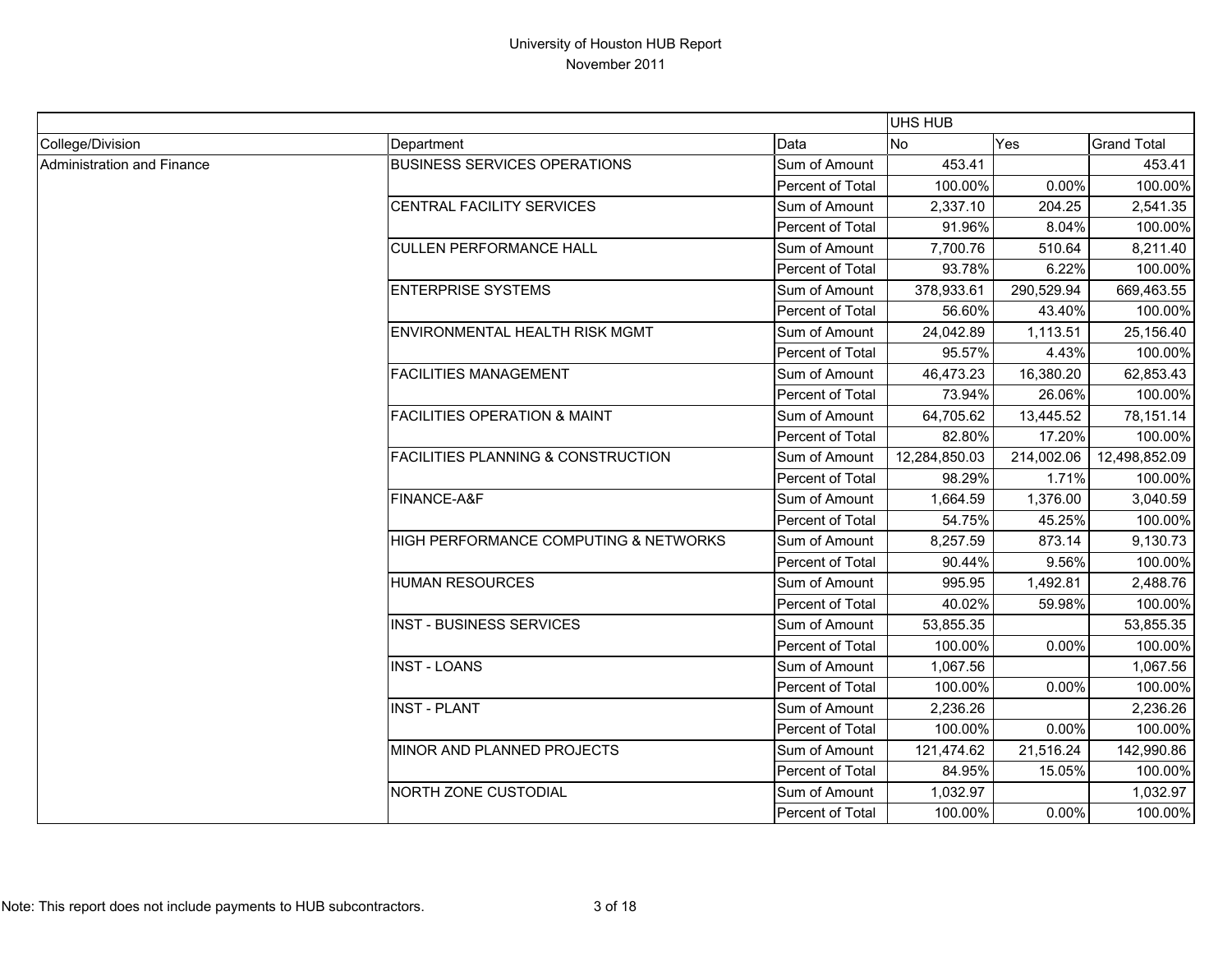# University of Houston HUB Report
## November 2011

| | | | UHS HUB | | |
|---|---|---|---|---|---|
| College/Division | Department | Data | No | Yes | Grand Total |
| Administration and Finance | BUSINESS SERVICES OPERATIONS | Sum of Amount | 453.41 | | 453.41 |
| | | Percent of Total | 100.00% | 0.00% | 100.00% |
| | CENTRAL FACILITY SERVICES | Sum of Amount | 2,337.10 | 204.25 | 2,541.35 |
| | | Percent of Total | 91.96% | 8.04% | 100.00% |
| | CULLEN PERFORMANCE HALL | Sum of Amount | 7,700.76 | 510.64 | 8,211.40 |
| | | Percent of Total | 93.78% | 6.22% | 100.00% |
| | ENTERPRISE SYSTEMS | Sum of Amount | 378,933.61 | 290,529.94 | 669,463.55 |
| | | Percent of Total | 56.60% | 43.40% | 100.00% |
| | ENVIRONMENTAL HEALTH RISK MGMT | Sum of Amount | 24,042.89 | 1,113.51 | 25,156.40 |
| | | Percent of Total | 95.57% | 4.43% | 100.00% |
| | FACILITIES MANAGEMENT | Sum of Amount | 46,473.23 | 16,380.20 | 62,853.43 |
| | | Percent of Total | 73.94% | 26.06% | 100.00% |
| | FACILITIES OPERATION & MAINT | Sum of Amount | 64,705.62 | 13,445.52 | 78,151.14 |
| | | Percent of Total | 82.80% | 17.20% | 100.00% |
| | FACILITIES PLANNING & CONSTRUCTION | Sum of Amount | 12,284,850.03 | 214,002.06 | 12,498,852.09 |
| | | Percent of Total | 98.29% | 1.71% | 100.00% |
| | FINANCE-A&F | Sum of Amount | 1,664.59 | 1,376.00 | 3,040.59 |
| | | Percent of Total | 54.75% | 45.25% | 100.00% |
| | HIGH PERFORMANCE COMPUTING & NETWORKS | Sum of Amount | 8,257.59 | 873.14 | 9,130.73 |
| | | Percent of Total | 90.44% | 9.56% | 100.00% |
| | HUMAN RESOURCES | Sum of Amount | 995.95 | 1,492.81 | 2,488.76 |
| | | Percent of Total | 40.02% | 59.98% | 100.00% |
| | INST - BUSINESS SERVICES | Sum of Amount | 53,855.35 | | 53,855.35 |
| | | Percent of Total | 100.00% | 0.00% | 100.00% |
| | INST - LOANS | Sum of Amount | 1,067.56 | | 1,067.56 |
| | | Percent of Total | 100.00% | 0.00% | 100.00% |
| | INST - PLANT | Sum of Amount | 2,236.26 | | 2,236.26 |
| | | Percent of Total | 100.00% | 0.00% | 100.00% |
| | MINOR AND PLANNED PROJECTS | Sum of Amount | 121,474.62 | 21,516.24 | 142,990.86 |
| | | Percent of Total | 84.95% | 15.05% | 100.00% |
| | NORTH ZONE CUSTODIAL | Sum of Amount | 1,032.97 | | 1,032.97 |
| | | Percent of Total | 100.00% | 0.00% | 100.00% |

Note: This report does not include payments to HUB subcontractors.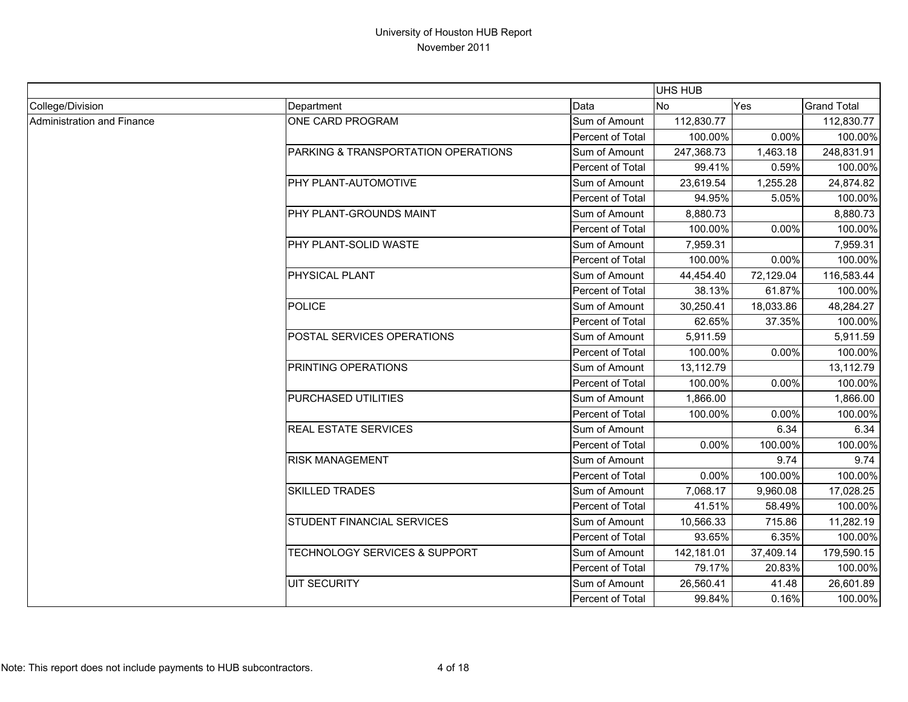# University of Houston HUB Report

November 2011

| | | | UHS HUB | | |
|---|---|---|---|---|---|
| College/Division | Department | Data | No | Yes | Grand Total |
| Administration and Finance | ONE CARD PROGRAM | Sum of Amount | 112,830.77 | | 112,830.77 |
| | | Percent of Total | 100.00% | 0.00% | 100.00% |
| | PARKING & TRANSPORTATION OPERATIONS | Sum of Amount | 247,368.73 | 1,463.18 | 248,831.91 |
| | | Percent of Total | 99.41% | 0.59% | 100.00% |
| | PHY PLANT-AUTOMOTIVE | Sum of Amount | 23,619.54 | 1,255.28 | 24,874.82 |
| | | Percent of Total | 94.95% | 5.05% | 100.00% |
| | PHY PLANT-GROUNDS MAINT | Sum of Amount | 8,880.73 | | 8,880.73 |
| | | Percent of Total | 100.00% | 0.00% | 100.00% |
| | PHY PLANT-SOLID WASTE | Sum of Amount | 7,959.31 | | 7,959.31 |
| | | Percent of Total | 100.00% | 0.00% | 100.00% |
| | PHYSICAL PLANT | Sum of Amount | 44,454.40 | 72,129.04 | 116,583.44 |
| | | Percent of Total | 38.13% | 61.87% | 100.00% |
| | POLICE | Sum of Amount | 30,250.41 | 18,033.86 | 48,284.27 |
| | | Percent of Total | 62.65% | 37.35% | 100.00% |
| | POSTAL SERVICES OPERATIONS | Sum of Amount | 5,911.59 | | 5,911.59 |
| | | Percent of Total | 100.00% | 0.00% | 100.00% |
| | PRINTING OPERATIONS | Sum of Amount | 13,112.79 | | 13,112.79 |
| | | Percent of Total | 100.00% | 0.00% | 100.00% |
| | PURCHASED UTILITIES | Sum of Amount | 1,866.00 | | 1,866.00 |
| | | Percent of Total | 100.00% | 0.00% | 100.00% |
| | REAL ESTATE SERVICES | Sum of Amount | | 6.34 | 6.34 |
| | | Percent of Total | 0.00% | 100.00% | 100.00% |
| | RISK MANAGEMENT | Sum of Amount | | 9.74 | 9.74 |
| | | Percent of Total | 0.00% | 100.00% | 100.00% |
| | SKILLED TRADES | Sum of Amount | 7,068.17 | 9,960.08 | 17,028.25 |
| | | Percent of Total | 41.51% | 58.49% | 100.00% |
| | STUDENT FINANCIAL SERVICES | Sum of Amount | 10,566.33 | 715.86 | 11,282.19 |
| | | Percent of Total | 93.65% | 6.35% | 100.00% |
| | TECHNOLOGY SERVICES & SUPPORT | Sum of Amount | 142,181.01 | 37,409.14 | 179,590.15 |
| | | Percent of Total | 79.17% | 20.83% | 100.00% |
| | UIT SECURITY | Sum of Amount | 26,560.41 | 41.48 | 26,601.89 |
| | | Percent of Total | 99.84% | 0.16% | 100.00% |

Note: This report does not include payments to HUB subcontractors.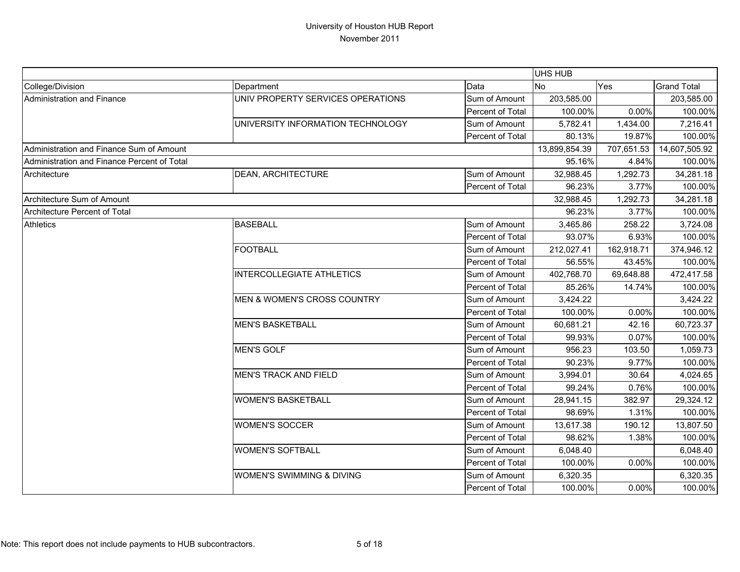# University of Houston HUB Report

November 2011

| | | | UHS HUB | | |
|---|---|---|---|---|---|
| College/Division | Department | Data | No | Yes | Grand Total |
| Administration and Finance | UNIV PROPERTY SERVICES OPERATIONS | Sum of Amount | 203,585.00 | | 203,585.00 |
| | | Percent of Total | 100.00% | 0.00% | 100.00% |
| | UNIVERSITY INFORMATION TECHNOLOGY | Sum of Amount | 5,782.41 | 1,434.00 | 7,216.41 |
| | | Percent of Total | 80.13% | 19.87% | 100.00% |
| Administration and Finance Sum of Amount | | | 13,899,854.39 | 707,651.53 | 14,607,505.92 |
| Administration and Finance Percent of Total | | | 95.16% | 4.84% | 100.00% |
| Architecture | DEAN, ARCHITECTURE | Sum of Amount | 32,988.45 | 1,292.73 | 34,281.18 |
| | | Percent of Total | 96.23% | 3.77% | 100.00% |
| Architecture Sum of Amount | | | 32,988.45 | 1,292.73 | 34,281.18 |
| Architecture Percent of Total | | | 96.23% | 3.77% | 100.00% |
| Athletics | BASEBALL | Sum of Amount | 3,465.86 | 258.22 | 3,724.08 |
| | | Percent of Total | 93.07% | 6.93% | 100.00% |
| | FOOTBALL | Sum of Amount | 212,027.41 | 162,918.71 | 374,946.12 |
| | | Percent of Total | 56.55% | 43.45% | 100.00% |
| | INTERCOLLEGIATE ATHLETICS | Sum of Amount | 402,768.70 | 69,648.88 | 472,417.58 |
| | | Percent of Total | 85.26% | 14.74% | 100.00% |
| | MEN & WOMEN'S CROSS COUNTRY | Sum of Amount | 3,424.22 | | 3,424.22 |
| | | Percent of Total | 100.00% | 0.00% | 100.00% |
| | MEN'S BASKETBALL | Sum of Amount | 60,681.21 | 42.16 | 60,723.37 |
| | | Percent of Total | 99.93% | 0.07% | 100.00% |
| | MEN'S GOLF | Sum of Amount | 956.23 | 103.50 | 1,059.73 |
| | | Percent of Total | 90.23% | 9.77% | 100.00% |
| | MEN'S TRACK AND FIELD | Sum of Amount | 3,994.01 | 30.64 | 4,024.65 |
| | | Percent of Total | 99.24% | 0.76% | 100.00% |
| | WOMEN'S BASKETBALL | Sum of Amount | 28,941.15 | 382.97 | 29,324.12 |
| | | Percent of Total | 98.69% | 1.31% | 100.00% |
| | WOMEN'S SOCCER | Sum of Amount | 13,617.38 | 190.12 | 13,807.50 |
| | | Percent of Total | 98.62% | 1.38% | 100.00% |
| | WOMEN'S SOFTBALL | Sum of Amount | 6,048.40 | | 6,048.40 |
| | | Percent of Total | 100.00% | 0.00% | 100.00% |
| | WOMEN'S SWIMMING & DIVING | Sum of Amount | 6,320.35 | | 6,320.35 |
| | | Percent of Total | 100.00% | 0.00% | 100.00% |

Note: This report does not include payments to HUB subcontractors.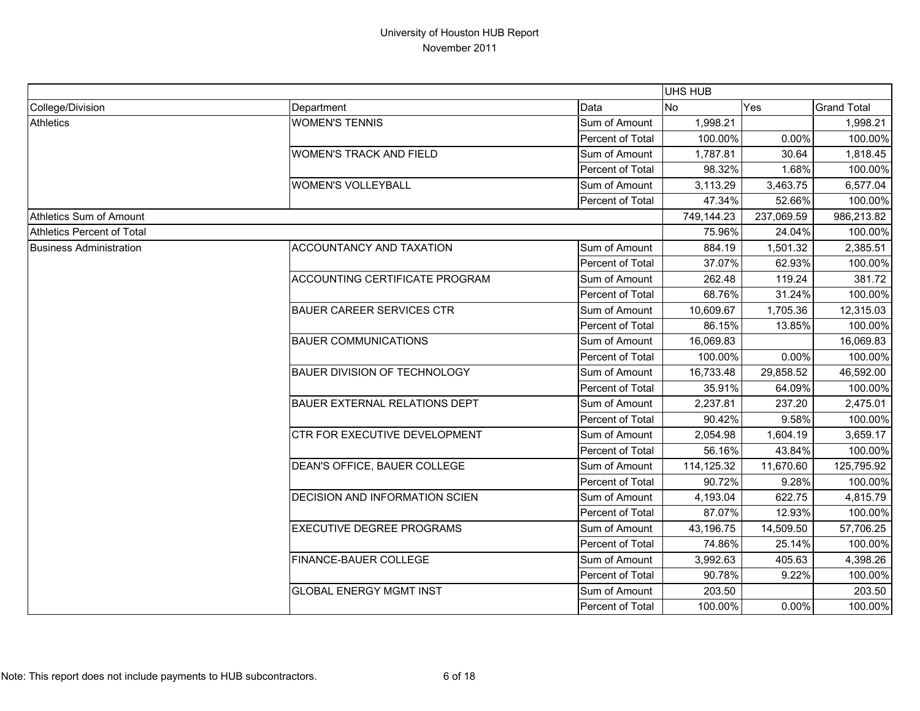# University of Houston HUB Report

November 2011

| | | | UHS HUB | | |
|---|---|---|---|---|---|
| College/Division | Department | Data | No | Yes | Grand Total |
| Athletics | WOMEN'S TENNIS | Sum of Amount | 1,998.21 | | 1,998.21 |
| | | Percent of Total | 100.00% | 0.00% | 100.00% |
| | WOMEN'S TRACK AND FIELD | Sum of Amount | 1,787.81 | 30.64 | 1,818.45 |
| | | Percent of Total | 98.32% | 1.68% | 100.00% |
| | WOMEN'S VOLLEYBALL | Sum of Amount | 3,113.29 | 3,463.75 | 6,577.04 |
| | | Percent of Total | 47.34% | 52.66% | 100.00% |
| Athletics Sum of Amount | | | 749,144.23 | 237,069.59 | 986,213.82 |
| Athletics Percent of Total | | | 75.96% | 24.04% | 100.00% |
| Business Administration | ACCOUNTANCY AND TAXATION | Sum of Amount | 884.19 | 1,501.32 | 2,385.51 |
| | | Percent of Total | 37.07% | 62.93% | 100.00% |
| | ACCOUNTING CERTIFICATE PROGRAM | Sum of Amount | 262.48 | 119.24 | 381.72 |
| | | Percent of Total | 68.76% | 31.24% | 100.00% |
| | BAUER CAREER SERVICES CTR | Sum of Amount | 10,609.67 | 1,705.36 | 12,315.03 |
| | | Percent of Total | 86.15% | 13.85% | 100.00% |
| | BAUER COMMUNICATIONS | Sum of Amount | 16,069.83 | | 16,069.83 |
| | | Percent of Total | 100.00% | 0.00% | 100.00% |
| | BAUER DIVISION OF TECHNOLOGY | Sum of Amount | 16,733.48 | 29,858.52 | 46,592.00 |
| | | Percent of Total | 35.91% | 64.09% | 100.00% |
| | BAUER EXTERNAL RELATIONS DEPT | Sum of Amount | 2,237.81 | 237.20 | 2,475.01 |
| | | Percent of Total | 90.42% | 9.58% | 100.00% |
| | CTR FOR EXECUTIVE DEVELOPMENT | Sum of Amount | 2,054.98 | 1,604.19 | 3,659.17 |
| | | Percent of Total | 56.16% | 43.84% | 100.00% |
| | DEAN'S OFFICE, BAUER COLLEGE | Sum of Amount | 114,125.32 | 11,670.60 | 125,795.92 |
| | | Percent of Total | 90.72% | 9.28% | 100.00% |
| | DECISION AND INFORMATION SCIEN | Sum of Amount | 4,193.04 | 622.75 | 4,815.79 |
| | | Percent of Total | 87.07% | 12.93% | 100.00% |
| | EXECUTIVE DEGREE PROGRAMS | Sum of Amount | 43,196.75 | 14,509.50 | 57,706.25 |
| | | Percent of Total | 74.86% | 25.14% | 100.00% |
| | FINANCE-BAUER COLLEGE | Sum of Amount | 3,992.63 | 405.63 | 4,398.26 |
| | | Percent of Total | 90.78% | 9.22% | 100.00% |
| | GLOBAL ENERGY MGMT INST | Sum of Amount | 203.50 | | 203.50 |
| | | Percent of Total | 100.00% | 0.00% | 100.00% |

Note: This report does not include payments to HUB subcontractors.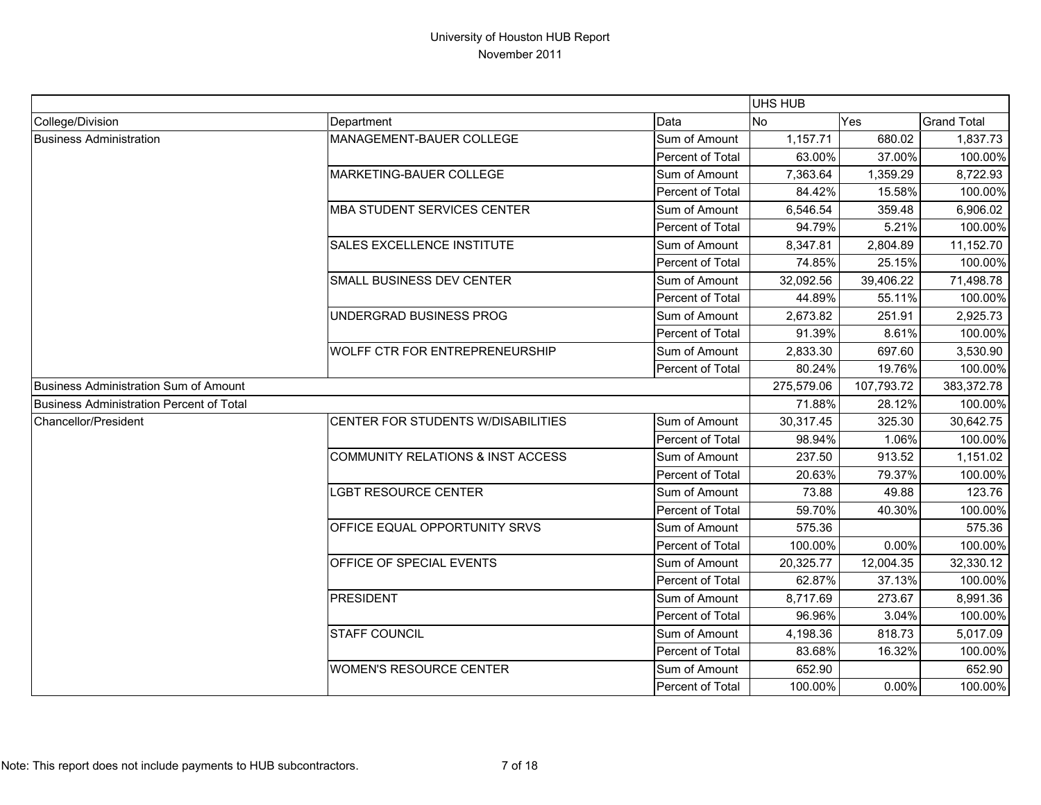# University of Houston HUB Report
November 2011

| | | | UHS HUB | | |
|---|---|---|---|---|---|
| College/Division | Department | Data | No | Yes | Grand Total |
| Business Administration | MANAGEMENT-BAUER COLLEGE | Sum of Amount | 1,157.71 | 680.02 | 1,837.73 |
| | | Percent of Total | 63.00% | 37.00% | 100.00% |
| | MARKETING-BAUER COLLEGE | Sum of Amount | 7,363.64 | 1,359.29 | 8,722.93 |
| | | Percent of Total | 84.42% | 15.58% | 100.00% |
| | MBA STUDENT SERVICES CENTER | Sum of Amount | 6,546.54 | 359.48 | 6,906.02 |
| | | Percent of Total | 94.79% | 5.21% | 100.00% |
| | SALES EXCELLENCE INSTITUTE | Sum of Amount | 8,347.81 | 2,804.89 | 11,152.70 |
| | | Percent of Total | 74.85% | 25.15% | 100.00% |
| | SMALL BUSINESS DEV CENTER | Sum of Amount | 32,092.56 | 39,406.22 | 71,498.78 |
| | | Percent of Total | 44.89% | 55.11% | 100.00% |
| | UNDERGRAD BUSINESS PROG | Sum of Amount | 2,673.82 | 251.91 | 2,925.73 |
| | | Percent of Total | 91.39% | 8.61% | 100.00% |
| | WOLFF CTR FOR ENTREPRENEURSHIP | Sum of Amount | 2,833.30 | 697.60 | 3,530.90 |
| | | Percent of Total | 80.24% | 19.76% | 100.00% |
| Business Administration Sum of Amount | | | 275,579.06 | 107,793.72 | 383,372.78 |
| Business Administration Percent of Total | | | 71.88% | 28.12% | 100.00% |
| Chancellor/President | CENTER FOR STUDENTS W/DISABILITIES | Sum of Amount | 30,317.45 | 325.30 | 30,642.75 |
| | | Percent of Total | 98.94% | 1.06% | 100.00% |
| | COMMUNITY RELATIONS & INST ACCESS | Sum of Amount | 237.50 | 913.52 | 1,151.02 |
| | | Percent of Total | 20.63% | 79.37% | 100.00% |
| | LGBT RESOURCE CENTER | Sum of Amount | 73.88 | 49.88 | 123.76 |
| | | Percent of Total | 59.70% | 40.30% | 100.00% |
| | OFFICE EQUAL OPPORTUNITY SRVS | Sum of Amount | 575.36 | | 575.36 |
| | | Percent of Total | 100.00% | 0.00% | 100.00% |
| | OFFICE OF SPECIAL EVENTS | Sum of Amount | 20,325.77 | 12,004.35 | 32,330.12 |
| | | Percent of Total | 62.87% | 37.13% | 100.00% |
| | PRESIDENT | Sum of Amount | 8,717.69 | 273.67 | 8,991.36 |
| | | Percent of Total | 96.96% | 3.04% | 100.00% |
| | STAFF COUNCIL | Sum of Amount | 4,198.36 | 818.73 | 5,017.09 |
| | | Percent of Total | 83.68% | 16.32% | 100.00% |
| | WOMEN'S RESOURCE CENTER | Sum of Amount | 652.90 | | 652.90 |
| | | Percent of Total | 100.00% | 0.00% | 100.00% |

Note: This report does not include payments to HUB subcontractors.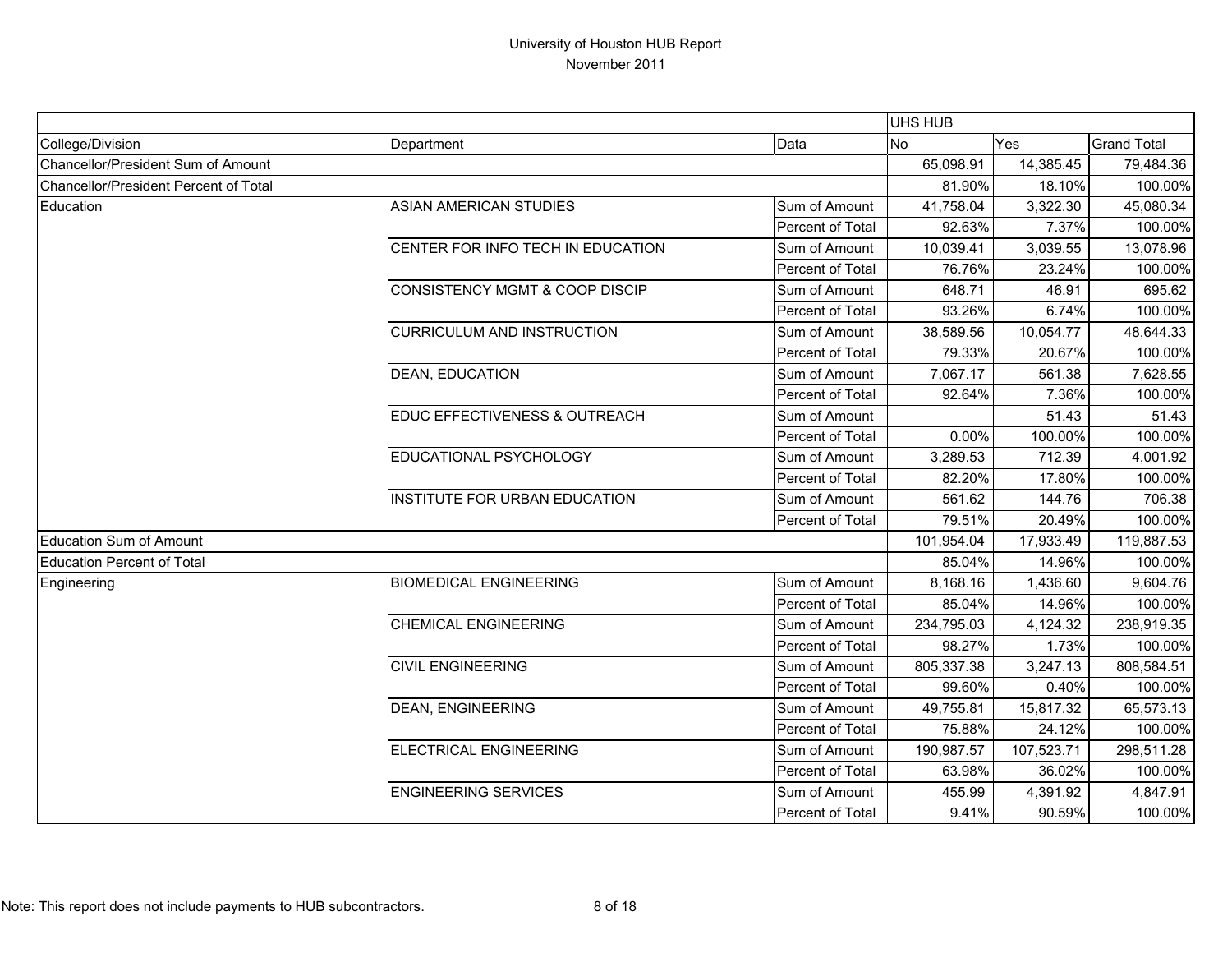# University of Houston HUB Report
## November 2011

| | | | UHS HUB | | |
|---|---|---|---|---|---|
| College/Division | Department | Data | No | Yes | Grand Total |
| Chancellor/President Sum of Amount | | | 65,098.91 | 14,385.45 | 79,484.36 |
| Chancellor/President Percent of Total | | | 81.90% | 18.10% | 100.00% |
| Education | ASIAN AMERICAN STUDIES | Sum of Amount | 41,758.04 | 3,322.30 | 45,080.34 |
| | | Percent of Total | 92.63% | 7.37% | 100.00% |
| | CENTER FOR INFO TECH IN EDUCATION | Sum of Amount | 10,039.41 | 3,039.55 | 13,078.96 |
| | | Percent of Total | 76.76% | 23.24% | 100.00% |
| | CONSISTENCY MGMT & COOP DISCIP | Sum of Amount | 648.71 | 46.91 | 695.62 |
| | | Percent of Total | 93.26% | 6.74% | 100.00% |
| | CURRICULUM AND INSTRUCTION | Sum of Amount | 38,589.56 | 10,054.77 | 48,644.33 |
| | | Percent of Total | 79.33% | 20.67% | 100.00% |
| | DEAN, EDUCATION | Sum of Amount | 7,067.17 | 561.38 | 7,628.55 |
| | | Percent of Total | 92.64% | 7.36% | 100.00% |
| | EDUC EFFECTIVENESS & OUTREACH | Sum of Amount | | 51.43 | 51.43 |
| | | Percent of Total | 0.00% | 100.00% | 100.00% |
| | EDUCATIONAL PSYCHOLOGY | Sum of Amount | 3,289.53 | 712.39 | 4,001.92 |
| | | Percent of Total | 82.20% | 17.80% | 100.00% |
| | INSTITUTE FOR URBAN EDUCATION | Sum of Amount | 561.62 | 144.76 | 706.38 |
| | | Percent of Total | 79.51% | 20.49% | 100.00% |
| Education Sum of Amount | | | 101,954.04 | 17,933.49 | 119,887.53 |
| Education Percent of Total | | | 85.04% | 14.96% | 100.00% |
| Engineering | BIOMEDICAL ENGINEERING | Sum of Amount | 8,168.16 | 1,436.60 | 9,604.76 |
| | | Percent of Total | 85.04% | 14.96% | 100.00% |
| | CHEMICAL ENGINEERING | Sum of Amount | 234,795.03 | 4,124.32 | 238,919.35 |
| | | Percent of Total | 98.27% | 1.73% | 100.00% |
| | CIVIL ENGINEERING | Sum of Amount | 805,337.38 | 3,247.13 | 808,584.51 |
| | | Percent of Total | 99.60% | 0.40% | 100.00% |
| | DEAN, ENGINEERING | Sum of Amount | 49,755.81 | 15,817.32 | 65,573.13 |
| | | Percent of Total | 75.88% | 24.12% | 100.00% |
| | ELECTRICAL ENGINEERING | Sum of Amount | 190,987.57 | 107,523.71 | 298,511.28 |
| | | Percent of Total | 63.98% | 36.02% | 100.00% |
| | ENGINEERING SERVICES | Sum of Amount | 455.99 | 4,391.92 | 4,847.91 |
| | | Percent of Total | 9.41% | 90.59% | 100.00% |

Note: This report does not include payments to HUB subcontractors.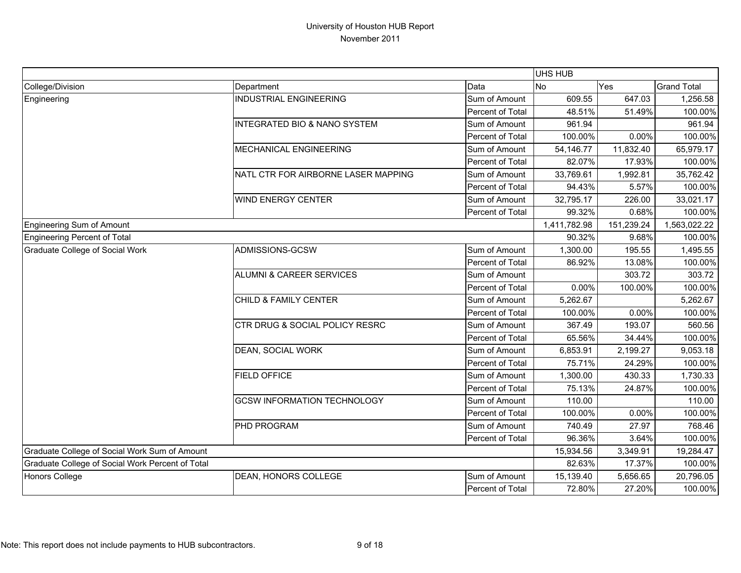# University of Houston HUB Report
November 2011

| | | | UHS HUB | | |
|---|---|---|---|---|---|
| College/Division | Department | Data | No | Yes | Grand Total |
| Engineering | INDUSTRIAL ENGINEERING | Sum of Amount | 609.55 | 647.03 | 1,256.58 |
| | | Percent of Total | 48.51% | 51.49% | 100.00% |
| | INTEGRATED BIO & NANO SYSTEM | Sum of Amount | 961.94 | | 961.94 |
| | | Percent of Total | 100.00% | 0.00% | 100.00% |
| | MECHANICAL ENGINEERING | Sum of Amount | 54,146.77 | 11,832.40 | 65,979.17 |
| | | Percent of Total | 82.07% | 17.93% | 100.00% |
| | NATL CTR FOR AIRBORNE LASER MAPPING | Sum of Amount | 33,769.61 | 1,992.81 | 35,762.42 |
| | | Percent of Total | 94.43% | 5.57% | 100.00% |
| | WIND ENERGY CENTER | Sum of Amount | 32,795.17 | 226.00 | 33,021.17 |
| | | Percent of Total | 99.32% | 0.68% | 100.00% |
| Engineering Sum of Amount | | | 1,411,782.98 | 151,239.24 | 1,563,022.22 |
| Engineering Percent of Total | | | 90.32% | 9.68% | 100.00% |
| Graduate College of Social Work | ADMISSIONS-GCSW | Sum of Amount | 1,300.00 | 195.55 | 1,495.55 |
| | | Percent of Total | 86.92% | 13.08% | 100.00% |
| | ALUMNI & CAREER SERVICES | Sum of Amount | | 303.72 | 303.72 |
| | | Percent of Total | 0.00% | 100.00% | 100.00% |
| | CHILD & FAMILY CENTER | Sum of Amount | 5,262.67 | | 5,262.67 |
| | | Percent of Total | 100.00% | 0.00% | 100.00% |
| | CTR DRUG & SOCIAL POLICY RESRC | Sum of Amount | 367.49 | 193.07 | 560.56 |
| | | Percent of Total | 65.56% | 34.44% | 100.00% |
| | DEAN, SOCIAL WORK | Sum of Amount | 6,853.91 | 2,199.27 | 9,053.18 |
| | | Percent of Total | 75.71% | 24.29% | 100.00% |
| | FIELD OFFICE | Sum of Amount | 1,300.00 | 430.33 | 1,730.33 |
| | | Percent of Total | 75.13% | 24.87% | 100.00% |
| | GCSW INFORMATION TECHNOLOGY | Sum of Amount | 110.00 | | 110.00 |
| | | Percent of Total | 100.00% | 0.00% | 100.00% |
| | PHD PROGRAM | Sum of Amount | 740.49 | 27.97 | 768.46 |
| | | Percent of Total | 96.36% | 3.64% | 100.00% |
| Graduate College of Social Work Sum of Amount | | | 15,934.56 | 3,349.91 | 19,284.47 |
| Graduate College of Social Work Percent of Total | | | 82.63% | 17.37% | 100.00% |
| Honors College | DEAN, HONORS COLLEGE | Sum of Amount | 15,139.40 | 5,656.65 | 20,796.05 |
| | | Percent of Total | 72.80% | 27.20% | 100.00% |

Note: This report does not include payments to HUB subcontractors.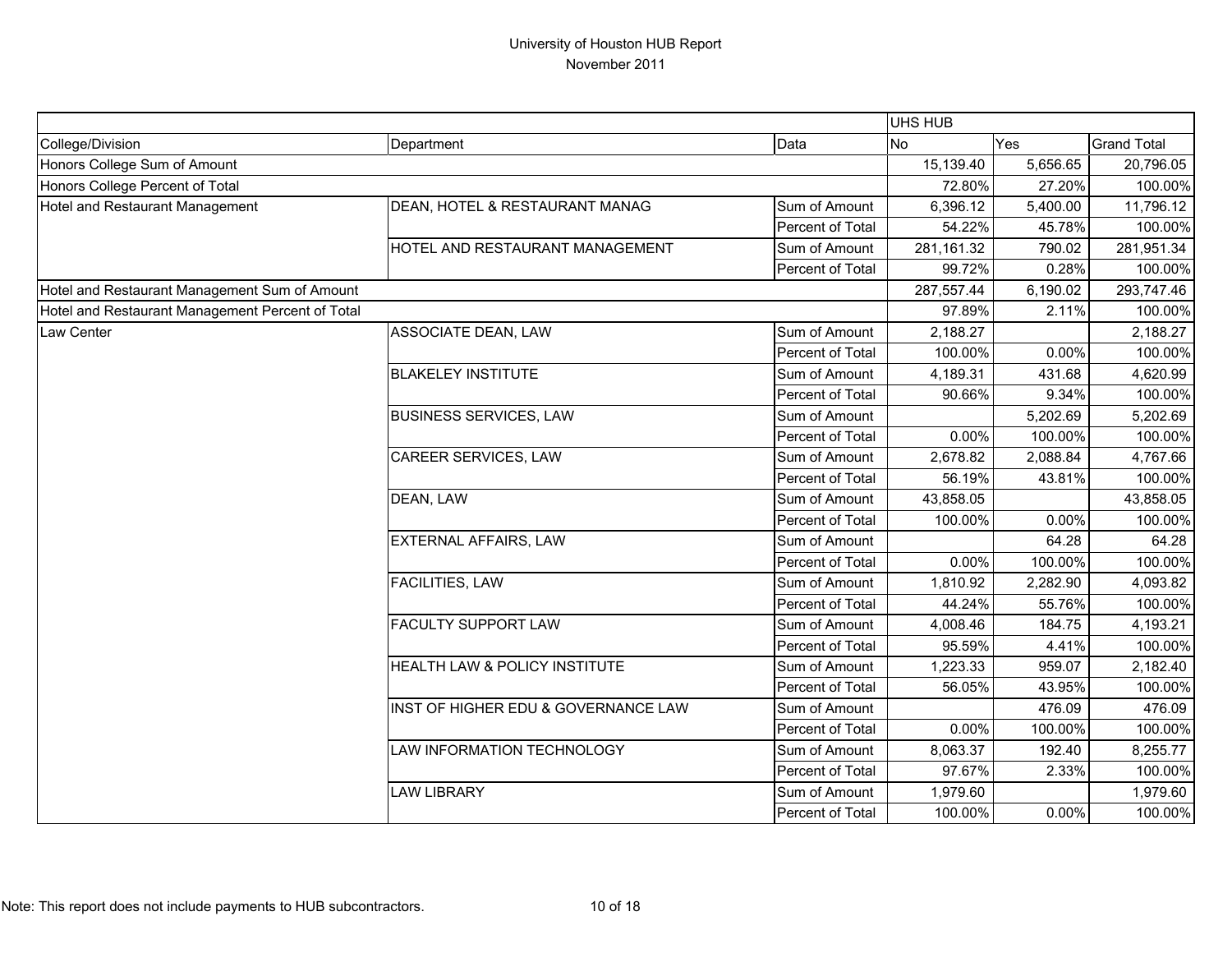# University of Houston HUB Report
November 2011

| College/Division | Department | Data | UHS HUB No | Yes | Grand Total |
|---|---|---|---|---|---|
| Honors College Sum of Amount | | | 15,139.40 | 5,656.65 | 20,796.05 |
| Honors College Percent of Total | | | 72.80% | 27.20% | 100.00% |
| Hotel and Restaurant Management | DEAN, HOTEL & RESTAURANT MANAG | Sum of Amount | 6,396.12 | 5,400.00 | 11,796.12 |
| | | Percent of Total | 54.22% | 45.78% | 100.00% |
| | HOTEL AND RESTAURANT MANAGEMENT | Sum of Amount | 281,161.32 | 790.02 | 281,951.34 |
| | | Percent of Total | 99.72% | 0.28% | 100.00% |
| Hotel and Restaurant Management Sum of Amount | | | 287,557.44 | 6,190.02 | 293,747.46 |
| Hotel and Restaurant Management Percent of Total | | | 97.89% | 2.11% | 100.00% |
| Law Center | ASSOCIATE DEAN, LAW | Sum of Amount | 2,188.27 | | 2,188.27 |
| | | Percent of Total | 100.00% | 0.00% | 100.00% |
| | BLAKELEY INSTITUTE | Sum of Amount | 4,189.31 | 431.68 | 4,620.99 |
| | | Percent of Total | 90.66% | 9.34% | 100.00% |
| | BUSINESS SERVICES, LAW | Sum of Amount | | 5,202.69 | 5,202.69 |
| | | Percent of Total | 0.00% | 100.00% | 100.00% |
| | CAREER SERVICES, LAW | Sum of Amount | 2,678.82 | 2,088.84 | 4,767.66 |
| | | Percent of Total | 56.19% | 43.81% | 100.00% |
| | DEAN, LAW | Sum of Amount | 43,858.05 | | 43,858.05 |
| | | Percent of Total | 100.00% | 0.00% | 100.00% |
| | EXTERNAL AFFAIRS, LAW | Sum of Amount | | 64.28 | 64.28 |
| | | Percent of Total | 0.00% | 100.00% | 100.00% |
| | FACILITIES, LAW | Sum of Amount | 1,810.92 | 2,282.90 | 4,093.82 |
| | | Percent of Total | 44.24% | 55.76% | 100.00% |
| | FACULTY SUPPORT LAW | Sum of Amount | 4,008.46 | 184.75 | 4,193.21 |
| | | Percent of Total | 95.59% | 4.41% | 100.00% |
| | HEALTH LAW & POLICY INSTITUTE | Sum of Amount | 1,223.33 | 959.07 | 2,182.40 |
| | | Percent of Total | 56.05% | 43.95% | 100.00% |
| | INST OF HIGHER EDU & GOVERNANCE LAW | Sum of Amount | | 476.09 | 476.09 |
| | | Percent of Total | 0.00% | 100.00% | 100.00% |
| | LAW INFORMATION TECHNOLOGY | Sum of Amount | 8,063.37 | 192.40 | 8,255.77 |
| | | Percent of Total | 97.67% | 2.33% | 100.00% |
| | LAW LIBRARY | Sum of Amount | 1,979.60 | | 1,979.60 |
| | | Percent of Total | 100.00% | 0.00% | 100.00% |

Note: This report does not include payments to HUB subcontractors.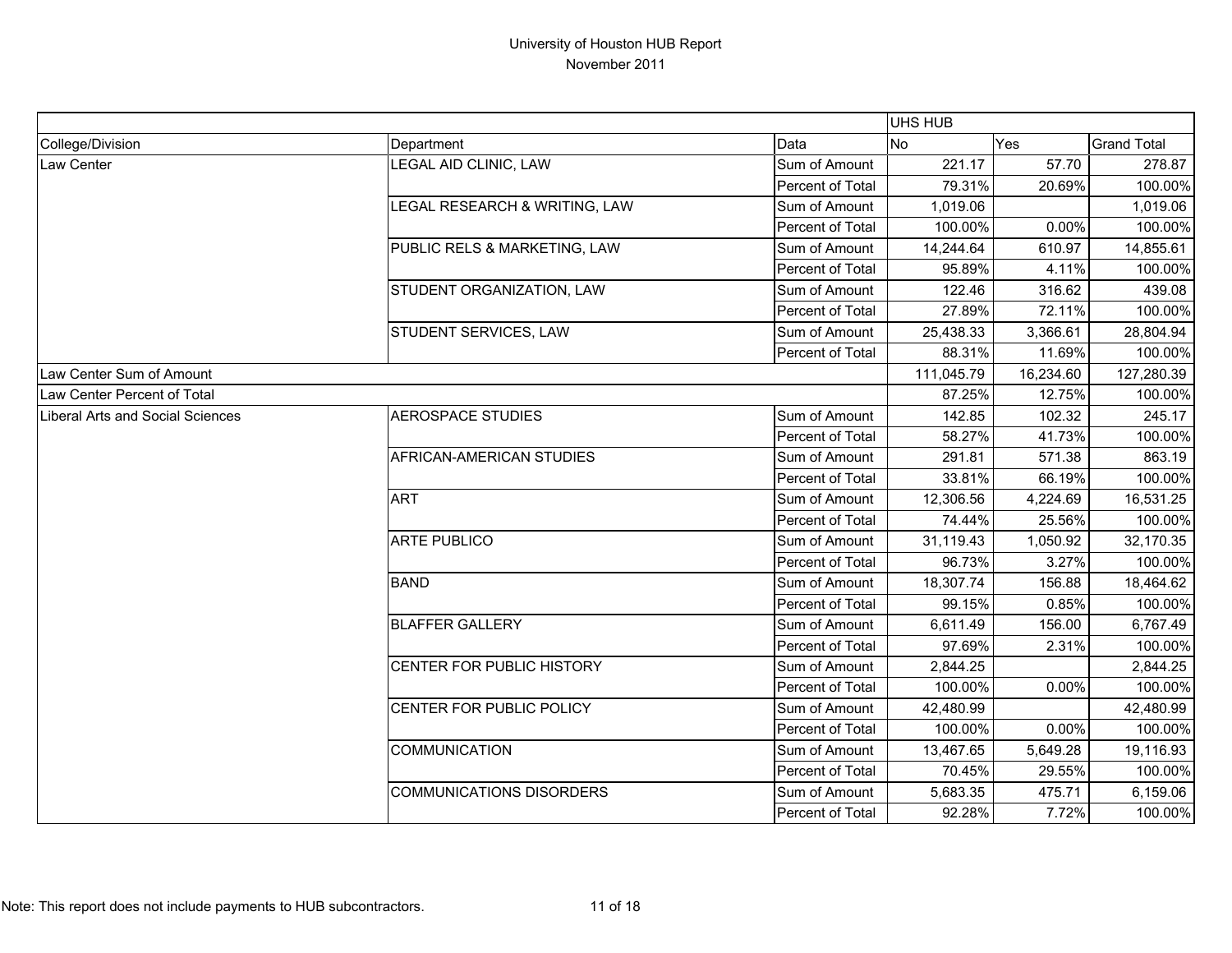# University of Houston HUB Report
November 2011

| | | | UHS HUB | | |
|---|---|---|---|---|---|
| College/Division | Department | Data | No | Yes | Grand Total |
| Law Center | LEGAL AID CLINIC, LAW | Sum of Amount | 221.17 | 57.70 | 278.87 |
| | | Percent of Total | 79.31% | 20.69% | 100.00% |
| | LEGAL RESEARCH & WRITING, LAW | Sum of Amount | 1,019.06 | | 1,019.06 |
| | | Percent of Total | 100.00% | 0.00% | 100.00% |
| | PUBLIC RELS & MARKETING, LAW | Sum of Amount | 14,244.64 | 610.97 | 14,855.61 |
| | | Percent of Total | 95.89% | 4.11% | 100.00% |
| | STUDENT ORGANIZATION, LAW | Sum of Amount | 122.46 | 316.62 | 439.08 |
| | | Percent of Total | 27.89% | 72.11% | 100.00% |
| | STUDENT SERVICES, LAW | Sum of Amount | 25,438.33 | 3,366.61 | 28,804.94 |
| | | Percent of Total | 88.31% | 11.69% | 100.00% |
| Law Center Sum of Amount | | | 111,045.79 | 16,234.60 | 127,280.39 |
| Law Center Percent of Total | | | 87.25% | 12.75% | 100.00% |
| Liberal Arts and Social Sciences | AEROSPACE STUDIES | Sum of Amount | 142.85 | 102.32 | 245.17 |
| | | Percent of Total | 58.27% | 41.73% | 100.00% |
| | AFRICAN-AMERICAN STUDIES | Sum of Amount | 291.81 | 571.38 | 863.19 |
| | | Percent of Total | 33.81% | 66.19% | 100.00% |
| | ART | Sum of Amount | 12,306.56 | 4,224.69 | 16,531.25 |
| | | Percent of Total | 74.44% | 25.56% | 100.00% |
| | ARTE PUBLICO | Sum of Amount | 31,119.43 | 1,050.92 | 32,170.35 |
| | | Percent of Total | 96.73% | 3.27% | 100.00% |
| | BAND | Sum of Amount | 18,307.74 | 156.88 | 18,464.62 |
| | | Percent of Total | 99.15% | 0.85% | 100.00% |
| | BLAFFER GALLERY | Sum of Amount | 6,611.49 | 156.00 | 6,767.49 |
| | | Percent of Total | 97.69% | 2.31% | 100.00% |
| | CENTER FOR PUBLIC HISTORY | Sum of Amount | 2,844.25 | | 2,844.25 |
| | | Percent of Total | 100.00% | 0.00% | 100.00% |
| | CENTER FOR PUBLIC POLICY | Sum of Amount | 42,480.99 | | 42,480.99 |
| | | Percent of Total | 100.00% | 0.00% | 100.00% |
| | COMMUNICATION | Sum of Amount | 13,467.65 | 5,649.28 | 19,116.93 |
| | | Percent of Total | 70.45% | 29.55% | 100.00% |
| | COMMUNICATIONS DISORDERS | Sum of Amount | 5,683.35 | 475.71 | 6,159.06 |
| | | Percent of Total | 92.28% | 7.72% | 100.00% |

Note: This report does not include payments to HUB subcontractors.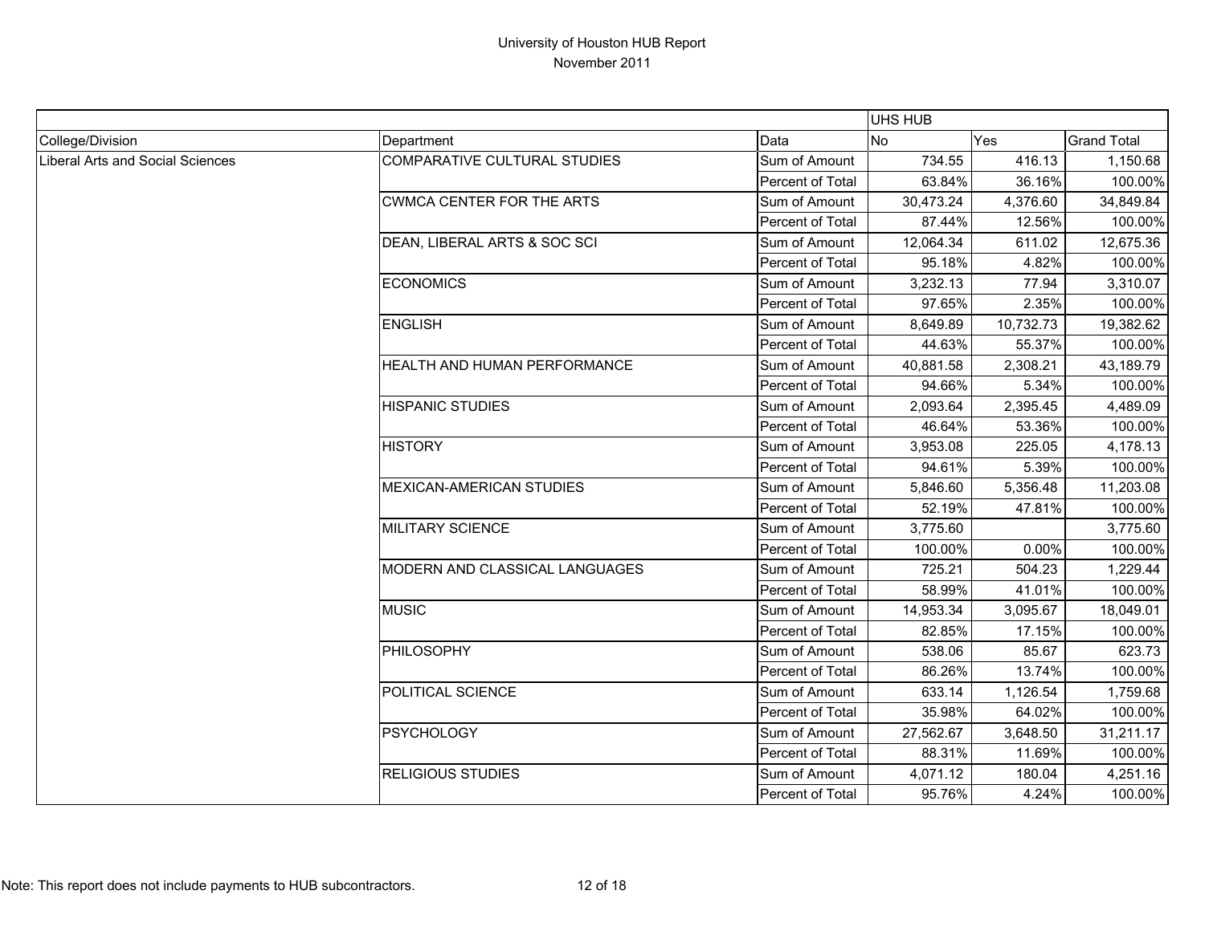# University of Houston HUB Report

November 2011

| | | | UHS HUB | | |
|---|---|---|---|---|---|
| College/Division | Department | Data | No | Yes | Grand Total |
| Liberal Arts and Social Sciences | COMPARATIVE CULTURAL STUDIES | Sum of Amount | 734.55 | 416.13 | 1,150.68 |
| | | Percent of Total | 63.84% | 36.16% | 100.00% |
| | CWMCA CENTER FOR THE ARTS | Sum of Amount | 30,473.24 | 4,376.60 | 34,849.84 |
| | | Percent of Total | 87.44% | 12.56% | 100.00% |
| | DEAN, LIBERAL ARTS & SOC SCI | Sum of Amount | 12,064.34 | 611.02 | 12,675.36 |
| | | Percent of Total | 95.18% | 4.82% | 100.00% |
| | ECONOMICS | Sum of Amount | 3,232.13 | 77.94 | 3,310.07 |
| | | Percent of Total | 97.65% | 2.35% | 100.00% |
| | ENGLISH | Sum of Amount | 8,649.89 | 10,732.73 | 19,382.62 |
| | | Percent of Total | 44.63% | 55.37% | 100.00% |
| | HEALTH AND HUMAN PERFORMANCE | Sum of Amount | 40,881.58 | 2,308.21 | 43,189.79 |
| | | Percent of Total | 94.66% | 5.34% | 100.00% |
| | HISPANIC STUDIES | Sum of Amount | 2,093.64 | 2,395.45 | 4,489.09 |
| | | Percent of Total | 46.64% | 53.36% | 100.00% |
| | HISTORY | Sum of Amount | 3,953.08 | 225.05 | 4,178.13 |
| | | Percent of Total | 94.61% | 5.39% | 100.00% |
| | MEXICAN-AMERICAN STUDIES | Sum of Amount | 5,846.60 | 5,356.48 | 11,203.08 |
| | | Percent of Total | 52.19% | 47.81% | 100.00% |
| | MILITARY SCIENCE | Sum of Amount | 3,775.60 | | 3,775.60 |
| | | Percent of Total | 100.00% | 0.00% | 100.00% |
| | MODERN AND CLASSICAL LANGUAGES | Sum of Amount | 725.21 | 504.23 | 1,229.44 |
| | | Percent of Total | 58.99% | 41.01% | 100.00% |
| | MUSIC | Sum of Amount | 14,953.34 | 3,095.67 | 18,049.01 |
| | | Percent of Total | 82.85% | 17.15% | 100.00% |
| | PHILOSOPHY | Sum of Amount | 538.06 | 85.67 | 623.73 |
| | | Percent of Total | 86.26% | 13.74% | 100.00% |
| | POLITICAL SCIENCE | Sum of Amount | 633.14 | 1,126.54 | 1,759.68 |
| | | Percent of Total | 35.98% | 64.02% | 100.00% |
| | PSYCHOLOGY | Sum of Amount | 27,562.67 | 3,648.50 | 31,211.17 |
| | | Percent of Total | 88.31% | 11.69% | 100.00% |
| | RELIGIOUS STUDIES | Sum of Amount | 4,071.12 | 180.04 | 4,251.16 |
| | | Percent of Total | 95.76% | 4.24% | 100.00% |

Note: This report does not include payments to HUB subcontractors.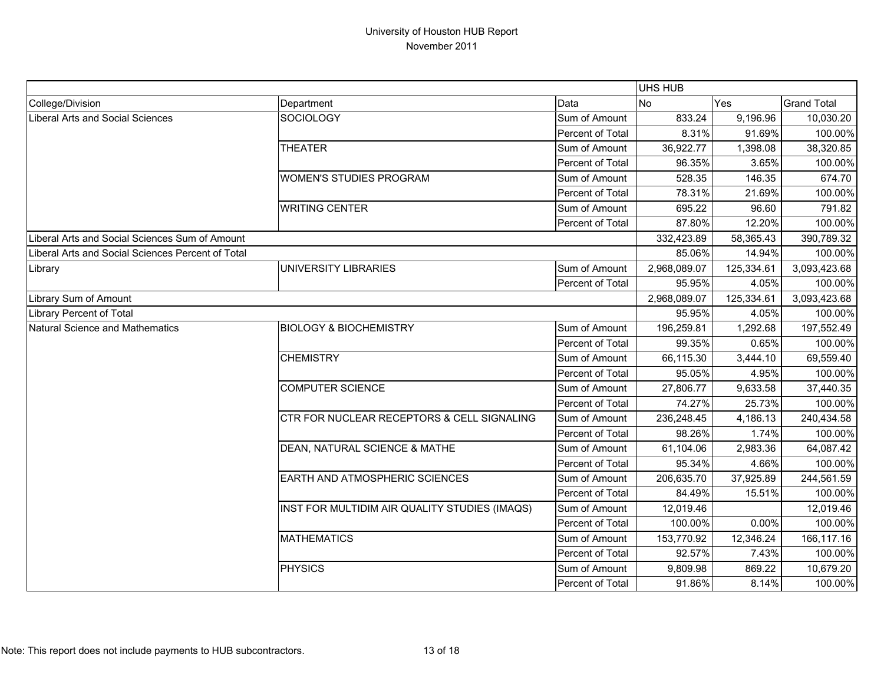# University of Houston HUB Report

November 2011

| | | | UHS HUB | | |
|---|---|---|---|---|---|
| College/Division | Department | Data | No | Yes | Grand Total |
| Liberal Arts and Social Sciences | SOCIOLOGY | Sum of Amount | 833.24 | 9,196.96 | 10,030.20 |
| | | Percent of Total | 8.31% | 91.69% | 100.00% |
| | THEATER | Sum of Amount | 36,922.77 | 1,398.08 | 38,320.85 |
| | | Percent of Total | 96.35% | 3.65% | 100.00% |
| | WOMEN'S STUDIES PROGRAM | Sum of Amount | 528.35 | 146.35 | 674.70 |
| | | Percent of Total | 78.31% | 21.69% | 100.00% |
| | WRITING CENTER | Sum of Amount | 695.22 | 96.60 | 791.82 |
| | | Percent of Total | 87.80% | 12.20% | 100.00% |
| Liberal Arts and Social Sciences Sum of Amount | | | 332,423.89 | 58,365.43 | 390,789.32 |
| Liberal Arts and Social Sciences Percent of Total | | | 85.06% | 14.94% | 100.00% |
| Library | UNIVERSITY LIBRARIES | Sum of Amount | 2,968,089.07 | 125,334.61 | 3,093,423.68 |
| | | Percent of Total | 95.95% | 4.05% | 100.00% |
| Library Sum of Amount | | | 2,968,089.07 | 125,334.61 | 3,093,423.68 |
| Library Percent of Total | | | 95.95% | 4.05% | 100.00% |
| Natural Science and Mathematics | BIOLOGY & BIOCHEMISTRY | Sum of Amount | 196,259.81 | 1,292.68 | 197,552.49 |
| | | Percent of Total | 99.35% | 0.65% | 100.00% |
| | CHEMISTRY | Sum of Amount | 66,115.30 | 3,444.10 | 69,559.40 |
| | | Percent of Total | 95.05% | 4.95% | 100.00% |
| | COMPUTER SCIENCE | Sum of Amount | 27,806.77 | 9,633.58 | 37,440.35 |
| | | Percent of Total | 74.27% | 25.73% | 100.00% |
| | CTR FOR NUCLEAR RECEPTORS & CELL SIGNALING | Sum of Amount | 236,248.45 | 4,186.13 | 240,434.58 |
| | | Percent of Total | 98.26% | 1.74% | 100.00% |
| | DEAN, NATURAL SCIENCE & MATHE | Sum of Amount | 61,104.06 | 2,983.36 | 64,087.42 |
| | | Percent of Total | 95.34% | 4.66% | 100.00% |
| | EARTH AND ATMOSPHERIC SCIENCES | Sum of Amount | 206,635.70 | 37,925.89 | 244,561.59 |
| | | Percent of Total | 84.49% | 15.51% | 100.00% |
| | INST FOR MULTIDIM AIR QUALITY STUDIES (IMAQS) | Sum of Amount | 12,019.46 | | 12,019.46 |
| | | Percent of Total | 100.00% | 0.00% | 100.00% |
| | MATHEMATICS | Sum of Amount | 153,770.92 | 12,346.24 | 166,117.16 |
| | | Percent of Total | 92.57% | 7.43% | 100.00% |
| | PHYSICS | Sum of Amount | 9,809.98 | 869.22 | 10,679.20 |
| | | Percent of Total | 91.86% | 8.14% | 100.00% |

Note: This report does not include payments to HUB subcontractors.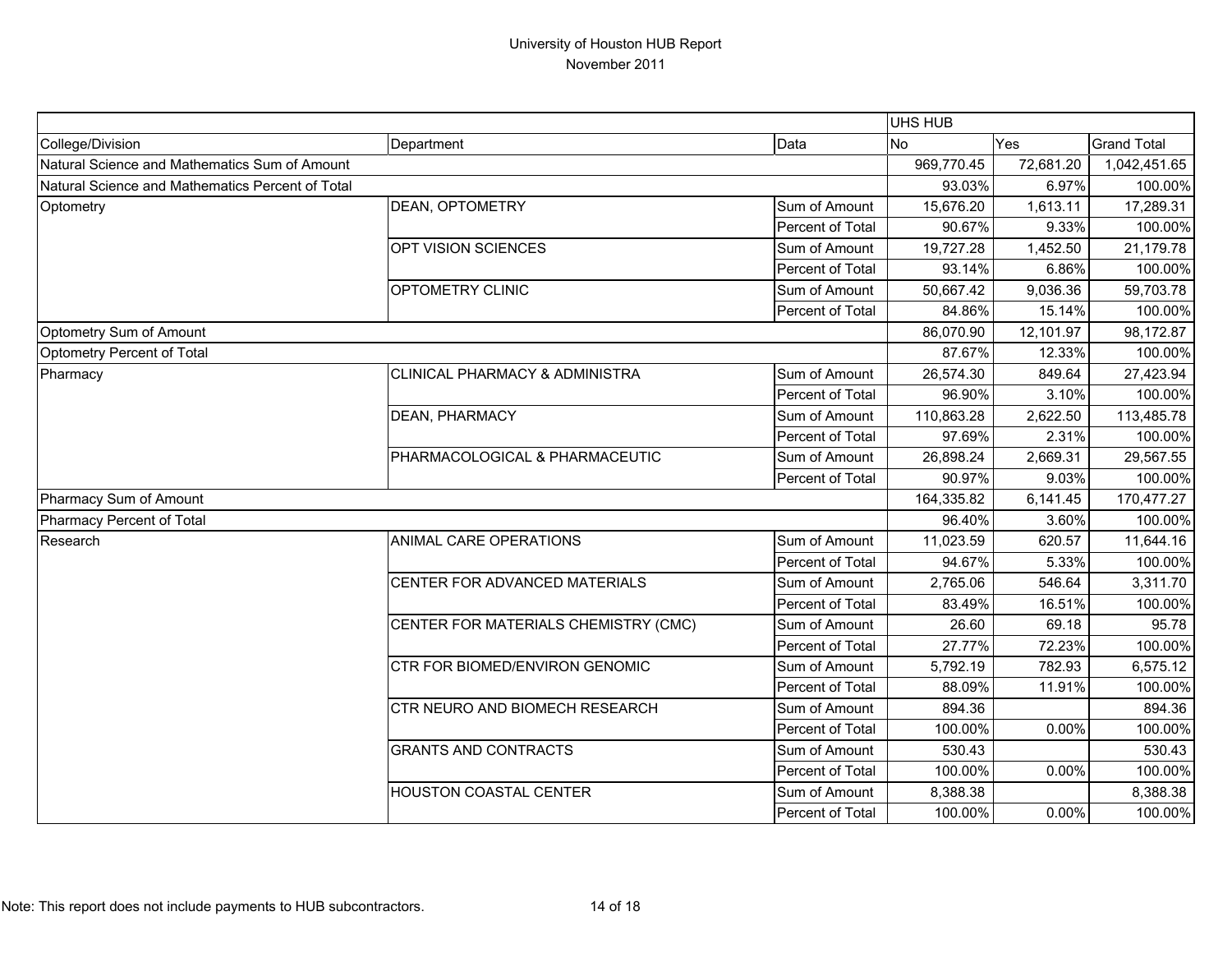# University of Houston HUB Report

November 2011

| | | | UHS HUB | | |
|---|---|---|---|---|---|
| College/Division | Department | Data | No | Yes | Grand Total |
| Natural Science and Mathematics Sum of Amount | | | 969,770.45 | 72,681.20 | 1,042,451.65 |
| Natural Science and Mathematics Percent of Total | | | 93.03% | 6.97% | 100.00% |
| Optometry | DEAN, OPTOMETRY | Sum of Amount | 15,676.20 | 1,613.11 | 17,289.31 |
| | | Percent of Total | 90.67% | 9.33% | 100.00% |
| | OPT VISION SCIENCES | Sum of Amount | 19,727.28 | 1,452.50 | 21,179.78 |
| | | Percent of Total | 93.14% | 6.86% | 100.00% |
| | OPTOMETRY CLINIC | Sum of Amount | 50,667.42 | 9,036.36 | 59,703.78 |
| | | Percent of Total | 84.86% | 15.14% | 100.00% |
| Optometry Sum of Amount | | | 86,070.90 | 12,101.97 | 98,172.87 |
| Optometry Percent of Total | | | 87.67% | 12.33% | 100.00% |
| Pharmacy | CLINICAL PHARMACY & ADMINISTRA | Sum of Amount | 26,574.30 | 849.64 | 27,423.94 |
| | | Percent of Total | 96.90% | 3.10% | 100.00% |
| | DEAN, PHARMACY | Sum of Amount | 110,863.28 | 2,622.50 | 113,485.78 |
| | | Percent of Total | 97.69% | 2.31% | 100.00% |
| | PHARMACOLOGICAL & PHARMACEUTIC | Sum of Amount | 26,898.24 | 2,669.31 | 29,567.55 |
| | | Percent of Total | 90.97% | 9.03% | 100.00% |
| Pharmacy Sum of Amount | | | 164,335.82 | 6,141.45 | 170,477.27 |
| Pharmacy Percent of Total | | | 96.40% | 3.60% | 100.00% |
| Research | ANIMAL CARE OPERATIONS | Sum of Amount | 11,023.59 | 620.57 | 11,644.16 |
| | | Percent of Total | 94.67% | 5.33% | 100.00% |
| | CENTER FOR ADVANCED MATERIALS | Sum of Amount | 2,765.06 | 546.64 | 3,311.70 |
| | | Percent of Total | 83.49% | 16.51% | 100.00% |
| | CENTER FOR MATERIALS CHEMISTRY (CMC) | Sum of Amount | 26.60 | 69.18 | 95.78 |
| | | Percent of Total | 27.77% | 72.23% | 100.00% |
| | CTR FOR BIOMED/ENVIRON GENOMIC | Sum of Amount | 5,792.19 | 782.93 | 6,575.12 |
| | | Percent of Total | 88.09% | 11.91% | 100.00% |
| | CTR NEURO AND BIOMECH RESEARCH | Sum of Amount | 894.36 | | 894.36 |
| | | Percent of Total | 100.00% | 0.00% | 100.00% |
| | GRANTS AND CONTRACTS | Sum of Amount | 530.43 | | 530.43 |
| | | Percent of Total | 100.00% | 0.00% | 100.00% |
| | HOUSTON COASTAL CENTER | Sum of Amount | 8,388.38 | | 8,388.38 |
| | | Percent of Total | 100.00% | 0.00% | 100.00% |

Note: This report does not include payments to HUB subcontractors.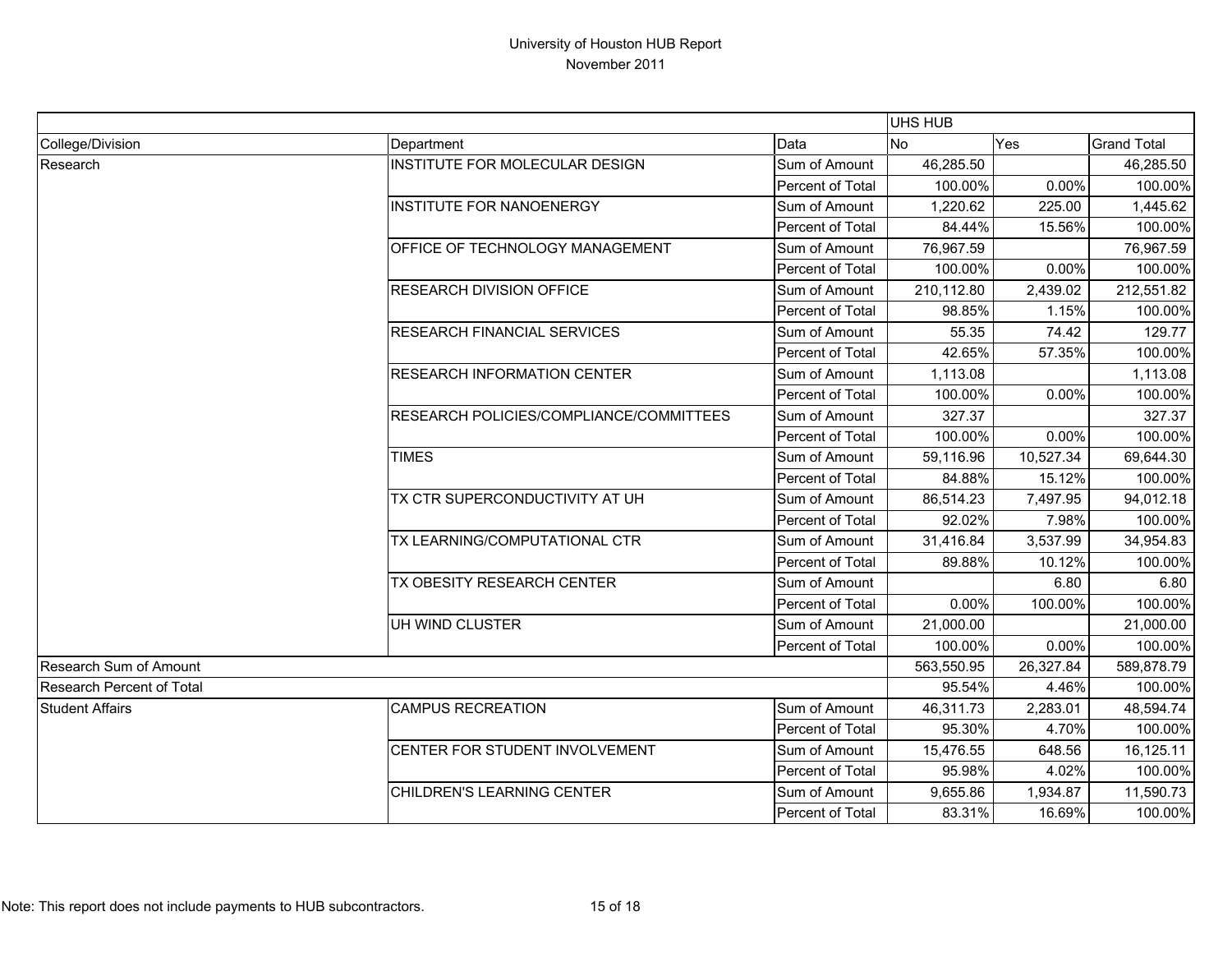# University of Houston HUB Report

November 2011

| | | | UHS HUB | | |
|---|---|---|---|---|---|
| College/Division | Department | Data | No | Yes | Grand Total |
| Research | INSTITUTE FOR MOLECULAR DESIGN | Sum of Amount | 46,285.50 | | 46,285.50 |
| | | Percent of Total | 100.00% | 0.00% | 100.00% |
| | INSTITUTE FOR NANOENERGY | Sum of Amount | 1,220.62 | 225.00 | 1,445.62 |
| | | Percent of Total | 84.44% | 15.56% | 100.00% |
| | OFFICE OF TECHNOLOGY MANAGEMENT | Sum of Amount | 76,967.59 | | 76,967.59 |
| | | Percent of Total | 100.00% | 0.00% | 100.00% |
| | RESEARCH DIVISION OFFICE | Sum of Amount | 210,112.80 | 2,439.02 | 212,551.82 |
| | | Percent of Total | 98.85% | 1.15% | 100.00% |
| | RESEARCH FINANCIAL SERVICES | Sum of Amount | 55.35 | 74.42 | 129.77 |
| | | Percent of Total | 42.65% | 57.35% | 100.00% |
| | RESEARCH INFORMATION CENTER | Sum of Amount | 1,113.08 | | 1,113.08 |
| | | Percent of Total | 100.00% | 0.00% | 100.00% |
| | RESEARCH POLICIES/COMPLIANCE/COMMITTEES | Sum of Amount | 327.37 | | 327.37 |
| | | Percent of Total | 100.00% | 0.00% | 100.00% |
| | TIMES | Sum of Amount | 59,116.96 | 10,527.34 | 69,644.30 |
| | | Percent of Total | 84.88% | 15.12% | 100.00% |
| | TX CTR SUPERCONDUCTIVITY AT UH | Sum of Amount | 86,514.23 | 7,497.95 | 94,012.18 |
| | | Percent of Total | 92.02% | 7.98% | 100.00% |
| | TX LEARNING/COMPUTATIONAL CTR | Sum of Amount | 31,416.84 | 3,537.99 | 34,954.83 |
| | | Percent of Total | 89.88% | 10.12% | 100.00% |
| | TX OBESITY RESEARCH CENTER | Sum of Amount | | 6.80 | 6.80 |
| | | Percent of Total | 0.00% | 100.00% | 100.00% |
| | UH WIND CLUSTER | Sum of Amount | 21,000.00 | | 21,000.00 |
| | | Percent of Total | 100.00% | 0.00% | 100.00% |
| Research Sum of Amount | | | 563,550.95 | 26,327.84 | 589,878.79 |
| Research Percent of Total | | | 95.54% | 4.46% | 100.00% |
| Student Affairs | CAMPUS RECREATION | Sum of Amount | 46,311.73 | 2,283.01 | 48,594.74 |
| | | Percent of Total | 95.30% | 4.70% | 100.00% |
| | CENTER FOR STUDENT INVOLVEMENT | Sum of Amount | 15,476.55 | 648.56 | 16,125.11 |
| | | Percent of Total | 95.98% | 4.02% | 100.00% |
| | CHILDREN'S LEARNING CENTER | Sum of Amount | 9,655.86 | 1,934.87 | 11,590.73 |
| | | Percent of Total | 83.31% | 16.69% | 100.00% |

Note: This report does not include payments to HUB subcontractors.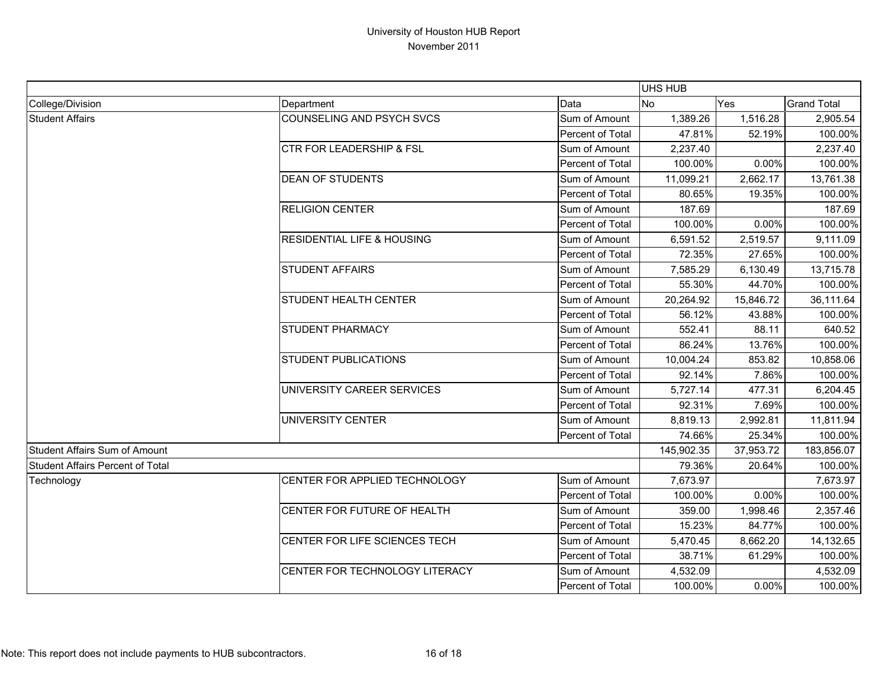# University of Houston HUB Report

November 2011

| | | | UHS HUB | | |
|---|---|---|---|---|---|
| College/Division | Department | Data | No | Yes | Grand Total |
| Student Affairs | COUNSELING AND PSYCH SVCS | Sum of Amount | 1,389.26 | 1,516.28 | 2,905.54 |
| | | Percent of Total | 47.81% | 52.19% | 100.00% |
| | CTR FOR LEADERSHIP & FSL | Sum of Amount | 2,237.40 | | 2,237.40 |
| | | Percent of Total | 100.00% | 0.00% | 100.00% |
| | DEAN OF STUDENTS | Sum of Amount | 11,099.21 | 2,662.17 | 13,761.38 |
| | | Percent of Total | 80.65% | 19.35% | 100.00% |
| | RELIGION CENTER | Sum of Amount | 187.69 | | 187.69 |
| | | Percent of Total | 100.00% | 0.00% | 100.00% |
| | RESIDENTIAL LIFE & HOUSING | Sum of Amount | 6,591.52 | 2,519.57 | 9,111.09 |
| | | Percent of Total | 72.35% | 27.65% | 100.00% |
| | STUDENT AFFAIRS | Sum of Amount | 7,585.29 | 6,130.49 | 13,715.78 |
| | | Percent of Total | 55.30% | 44.70% | 100.00% |
| | STUDENT HEALTH CENTER | Sum of Amount | 20,264.92 | 15,846.72 | 36,111.64 |
| | | Percent of Total | 56.12% | 43.88% | 100.00% |
| | STUDENT PHARMACY | Sum of Amount | 552.41 | 88.11 | 640.52 |
| | | Percent of Total | 86.24% | 13.76% | 100.00% |
| | STUDENT PUBLICATIONS | Sum of Amount | 10,004.24 | 853.82 | 10,858.06 |
| | | Percent of Total | 92.14% | 7.86% | 100.00% |
| | UNIVERSITY CAREER SERVICES | Sum of Amount | 5,727.14 | 477.31 | 6,204.45 |
| | | Percent of Total | 92.31% | 7.69% | 100.00% |
| | UNIVERSITY CENTER | Sum of Amount | 8,819.13 | 2,992.81 | 11,811.94 |
| | | Percent of Total | 74.66% | 25.34% | 100.00% |
| Student Affairs Sum of Amount | | | 145,902.35 | 37,953.72 | 183,856.07 |
| Student Affairs Percent of Total | | | 79.36% | 20.64% | 100.00% |
| Technology | CENTER FOR APPLIED TECHNOLOGY | Sum of Amount | 7,673.97 | | 7,673.97 |
| | | Percent of Total | 100.00% | 0.00% | 100.00% |
| | CENTER FOR FUTURE OF HEALTH | Sum of Amount | 359.00 | 1,998.46 | 2,357.46 |
| | | Percent of Total | 15.23% | 84.77% | 100.00% |
| | CENTER FOR LIFE SCIENCES TECH | Sum of Amount | 5,470.45 | 8,662.20 | 14,132.65 |
| | | Percent of Total | 38.71% | 61.29% | 100.00% |
| | CENTER FOR TECHNOLOGY LITERACY | Sum of Amount | 4,532.09 | | 4,532.09 |
| | | Percent of Total | 100.00% | 0.00% | 100.00% |

Note: This report does not include payments to HUB subcontractors.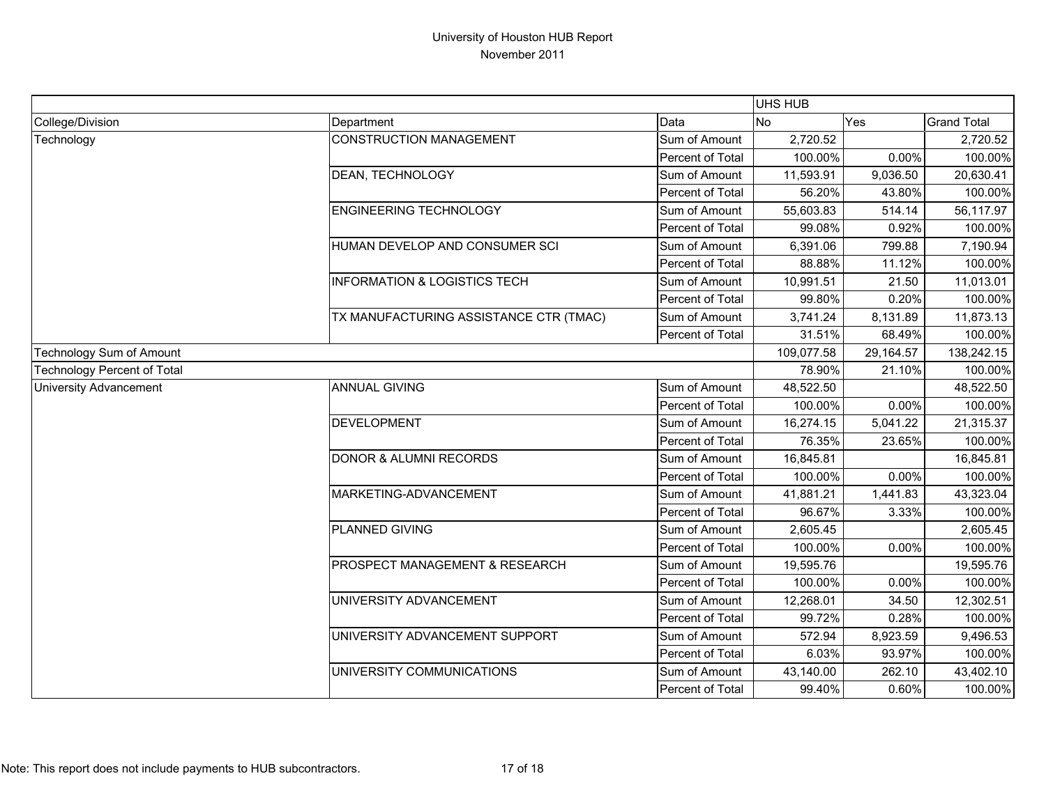# University of Houston HUB Report
November 2011

| | | | UHS HUB | | |
|---|---|---|---|---|---|
| College/Division | Department | Data | No | Yes | Grand Total |
| Technology | CONSTRUCTION MANAGEMENT | Sum of Amount | 2,720.52 | | 2,720.52 |
| | | Percent of Total | 100.00% | 0.00% | 100.00% |
| | DEAN, TECHNOLOGY | Sum of Amount | 11,593.91 | 9,036.50 | 20,630.41 |
| | | Percent of Total | 56.20% | 43.80% | 100.00% |
| | ENGINEERING TECHNOLOGY | Sum of Amount | 55,603.83 | 514.14 | 56,117.97 |
| | | Percent of Total | 99.08% | 0.92% | 100.00% |
| | HUMAN DEVELOP AND CONSUMER SCI | Sum of Amount | 6,391.06 | 799.88 | 7,190.94 |
| | | Percent of Total | 88.88% | 11.12% | 100.00% |
| | INFORMATION & LOGISTICS TECH | Sum of Amount | 10,991.51 | 21.50 | 11,013.01 |
| | | Percent of Total | 99.80% | 0.20% | 100.00% |
| | TX MANUFACTURING ASSISTANCE CTR (TMAC) | Sum of Amount | 3,741.24 | 8,131.89 | 11,873.13 |
| | | Percent of Total | 31.51% | 68.49% | 100.00% |
| Technology Sum of Amount | | | 109,077.58 | 29,164.57 | 138,242.15 |
| Technology Percent of Total | | | 78.90% | 21.10% | 100.00% |
| University Advancement | ANNUAL GIVING | Sum of Amount | 48,522.50 | | 48,522.50 |
| | | Percent of Total | 100.00% | 0.00% | 100.00% |
| | DEVELOPMENT | Sum of Amount | 16,274.15 | 5,041.22 | 21,315.37 |
| | | Percent of Total | 76.35% | 23.65% | 100.00% |
| | DONOR & ALUMNI RECORDS | Sum of Amount | 16,845.81 | | 16,845.81 |
| | | Percent of Total | 100.00% | 0.00% | 100.00% |
| | MARKETING-ADVANCEMENT | Sum of Amount | 41,881.21 | 1,441.83 | 43,323.04 |
| | | Percent of Total | 96.67% | 3.33% | 100.00% |
| | PLANNED GIVING | Sum of Amount | 2,605.45 | | 2,605.45 |
| | | Percent of Total | 100.00% | 0.00% | 100.00% |
| | PROSPECT MANAGEMENT & RESEARCH | Sum of Amount | 19,595.76 | | 19,595.76 |
| | | Percent of Total | 100.00% | 0.00% | 100.00% |
| | UNIVERSITY ADVANCEMENT | Sum of Amount | 12,268.01 | 34.50 | 12,302.51 |
| | | Percent of Total | 99.72% | 0.28% | 100.00% |
| | UNIVERSITY ADVANCEMENT SUPPORT | Sum of Amount | 572.94 | 8,923.59 | 9,496.53 |
| | | Percent of Total | 6.03% | 93.97% | 100.00% |
| | UNIVERSITY COMMUNICATIONS | Sum of Amount | 43,140.00 | 262.10 | 43,402.10 |
| | | Percent of Total | 99.40% | 0.60% | 100.00% |

Note: This report does not include payments to HUB subcontractors.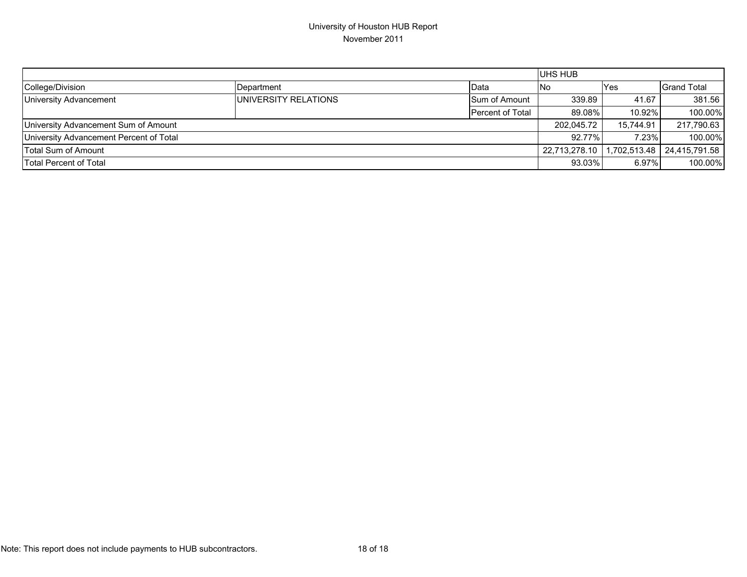University of Houston HUB Report
November 2011

| | | | UHS HUB | | |
|---|---|---|---|---|---|
| College/Division | Department | Data | No | Yes | Grand Total |
| University Advancement | UNIVERSITY RELATIONS | Sum of Amount | 339.89 | 41.67 | 381.56 |
| | | Percent of Total | 89.08% | 10.92% | 100.00% |
| University Advancement Sum of Amount | | | 202,045.72 | 15,744.91 | 217,790.63 |
| University Advancement Percent of Total | | | 92.77% | 7.23% | 100.00% |
| Total Sum of Amount | | | 22,713,278.10 | 1,702,513.48 | 24,415,791.58 |
| Total Percent of Total | | | 93.03% | 6.97% | 100.00% |

Note: This report does not include payments to HUB subcontractors.